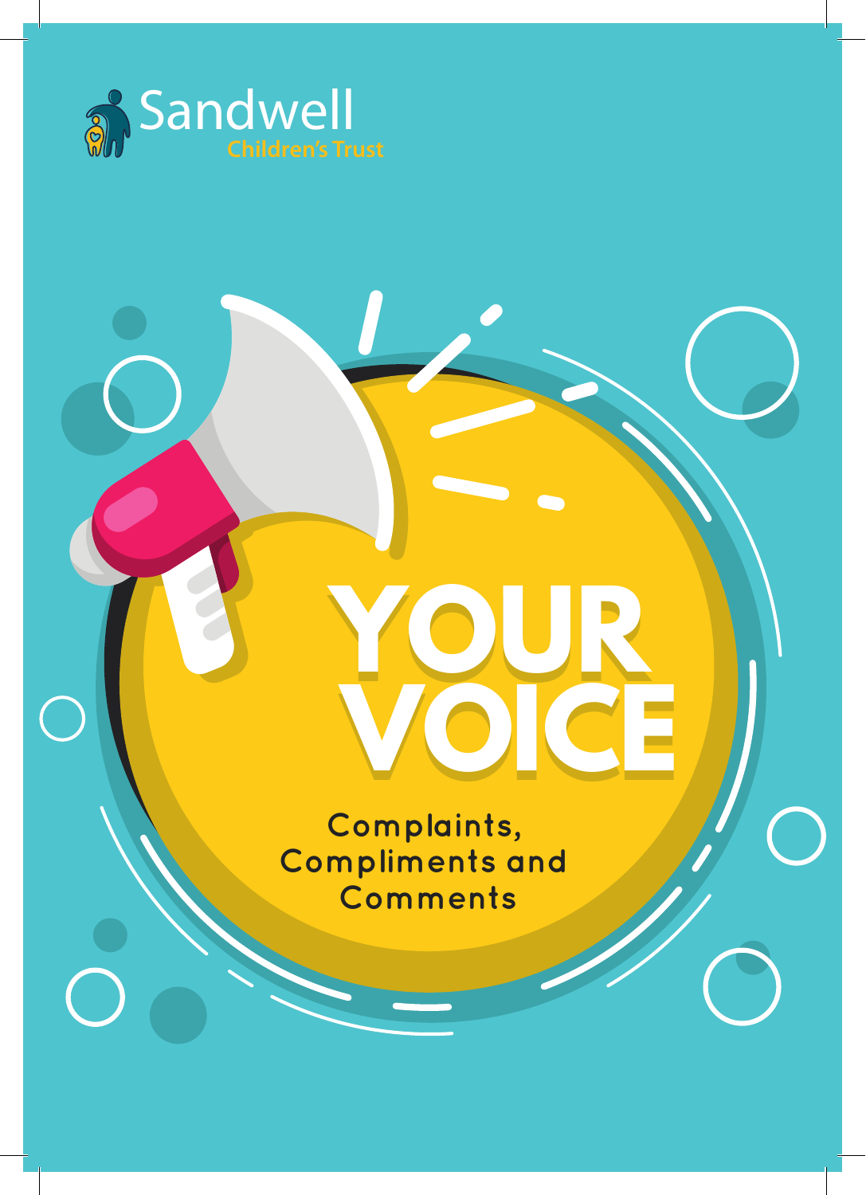Sandwell
Children's Trust

# YOUR VOICE

## Complaints, Compliments and Comments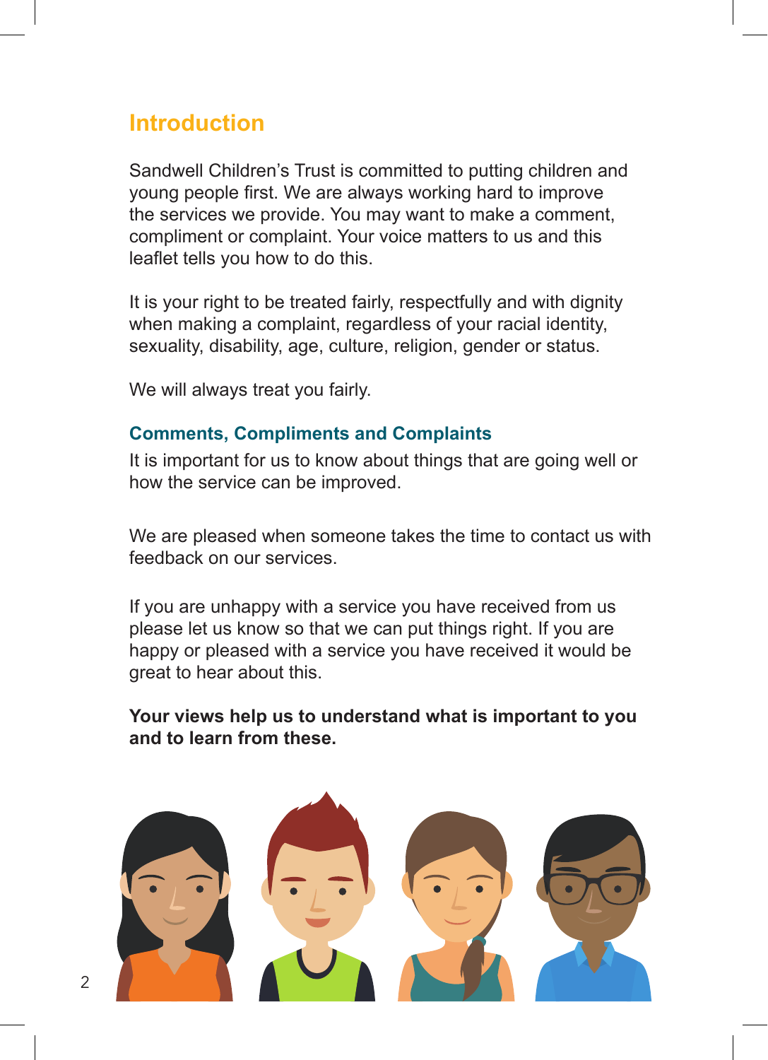# Introduction

Sandwell Children's Trust is committed to putting children and young people first. We are always working hard to improve the services we provide. You may want to make a comment, compliment or complaint. Your voice matters to us and this leaflet tells you how to do this.

It is your right to be treated fairly, respectfully and with dignity when making a complaint, regardless of your racial identity, sexuality, disability, age, culture, religion, gender or status.

We will always treat you fairly.

## Comments, Compliments and Complaints

It is important for us to know about things that are going well or how the service can be improved.

We are pleased when someone takes the time to contact us with feedback on our services.

If you are unhappy with a service you have received from us please let us know so that we can put things right. If you are happy or pleased with a service you have received it would be great to hear about this.

**Your views help us to understand what is important to you and to learn from these.**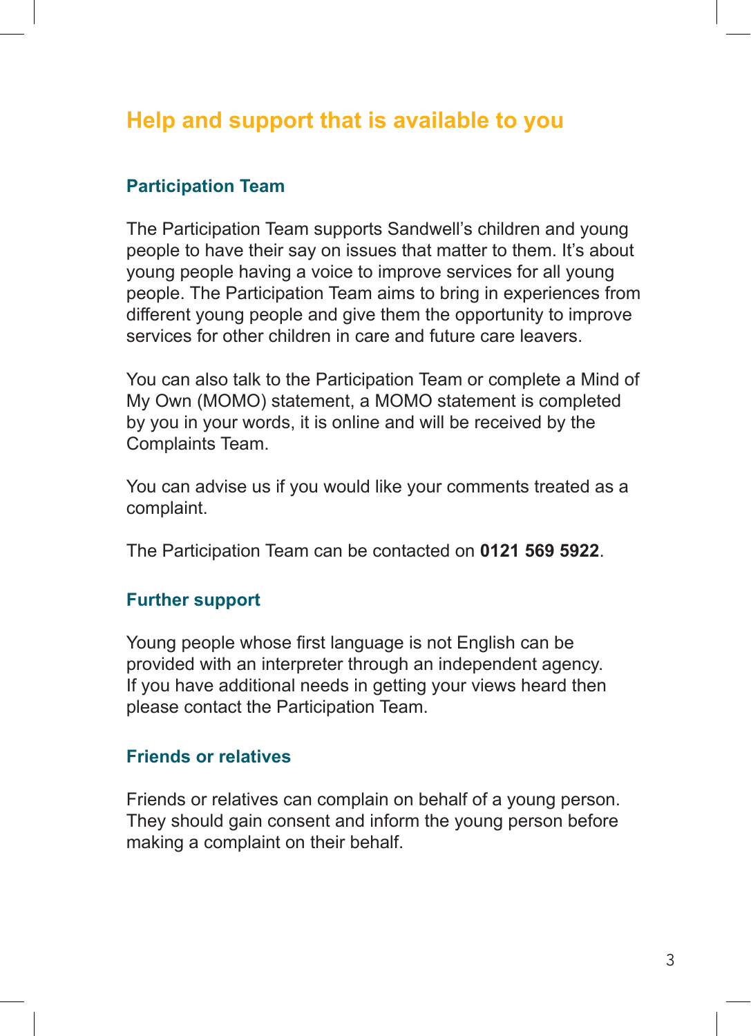## Help and support that is available to you

### Participation Team

The Participation Team supports Sandwell's children and young people to have their say on issues that matter to them. It's about young people having a voice to improve services for all young people. The Participation Team aims to bring in experiences from different young people and give them the opportunity to improve services for other children in care and future care leavers.

You can also talk to the Participation Team or complete a Mind of My Own (MOMO) statement, a MOMO statement is completed by you in your words, it is online and will be received by the Complaints Team.

You can advise us if you would like your comments treated as a complaint.

The Participation Team can be contacted on **0121 569 5922**.

### Further support

Young people whose first language is not English can be provided with an interpreter through an independent agency. If you have additional needs in getting your views heard then please contact the Participation Team.

### Friends or relatives

Friends or relatives can complain on behalf of a young person. They should gain consent and inform the young person before making a complaint on their behalf.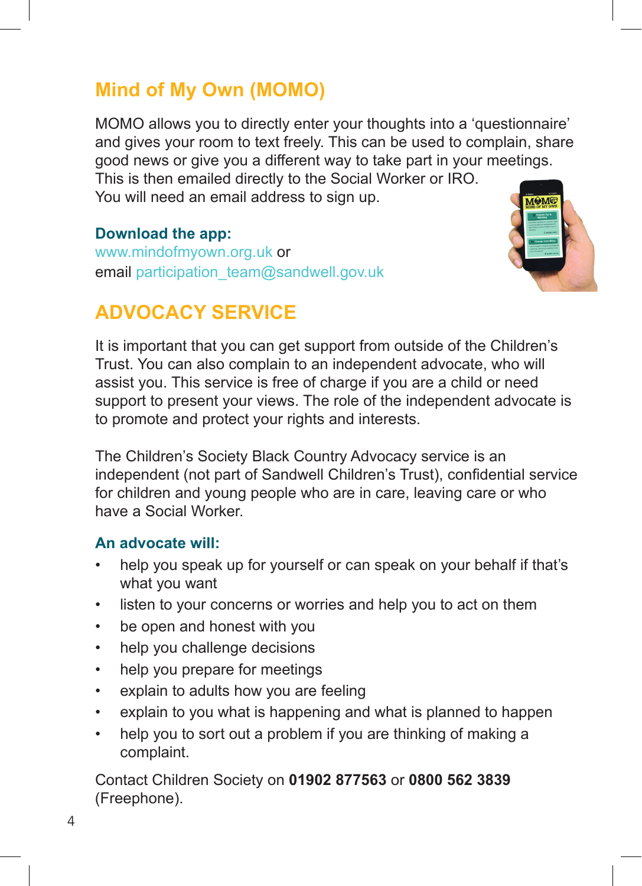## Mind of My Own (MOMO)

MOMO allows you to directly enter your thoughts into a 'questionnaire' and gives your room to text freely. This can be used to complain, share good news or give you a different way to take part in your meetings. This is then emailed directly to the Social Worker or IRO. You will need an email address to sign up.

### Download the app:

www.mindofmyown.org.uk or
email participation_team@sandwell.gov.uk

## ADVOCACY SERVICE

It is important that you can get support from outside of the Children's Trust. You can also complain to an independent advocate, who will assist you. This service is free of charge if you are a child or need support to present your views. The role of the independent advocate is to promote and protect your rights and interests.

The Children's Society Black Country Advocacy service is an independent (not part of Sandwell Children's Trust), confidential service for children and young people who are in care, leaving care or who have a Social Worker.

### An advocate will:

- help you speak up for yourself or can speak on your behalf if that's what you want
- listen to your concerns or worries and help you to act on them
- be open and honest with you
- help you challenge decisions
- help you prepare for meetings
- explain to adults how you are feeling
- explain to you what is happening and what is planned to happen
- help you to sort out a problem if you are thinking of making a complaint.

Contact Children Society on **01902 877563** or **0800 562 3839** (Freephone).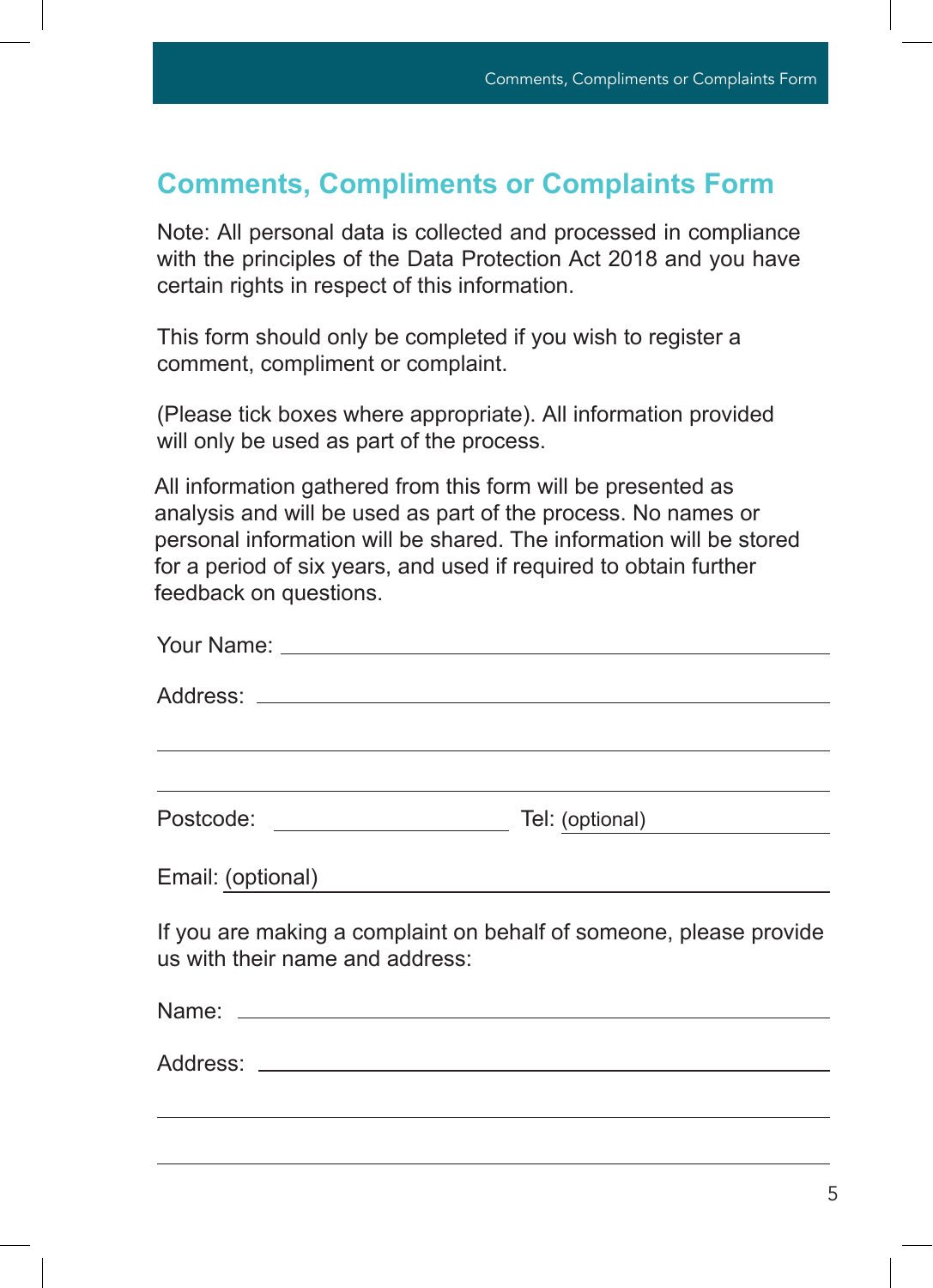# Comments, Compliments or Complaints Form

Note: All personal data is collected and processed in compliance with the principles of the Data Protection Act 2018 and you have certain rights in respect of this information.

This form should only be completed if you wish to register a comment, compliment or complaint.

(Please tick boxes where appropriate). All information provided will only be used as part of the process.

All information gathered from this form will be presented as analysis and will be used as part of the process. No names or personal information will be shared. The information will be stored for a period of six years, and used if required to obtain further feedback on questions.

Your Name: ______________________________

Address: ______________________________

______________________________

______________________________

Postcode: ______________ Tel: (optional) ______________

Email: (optional) ______________________________

If you are making a complaint on behalf of someone, please provide us with their name and address:

Name: ______________________________

Address: ______________________________

______________________________

______________________________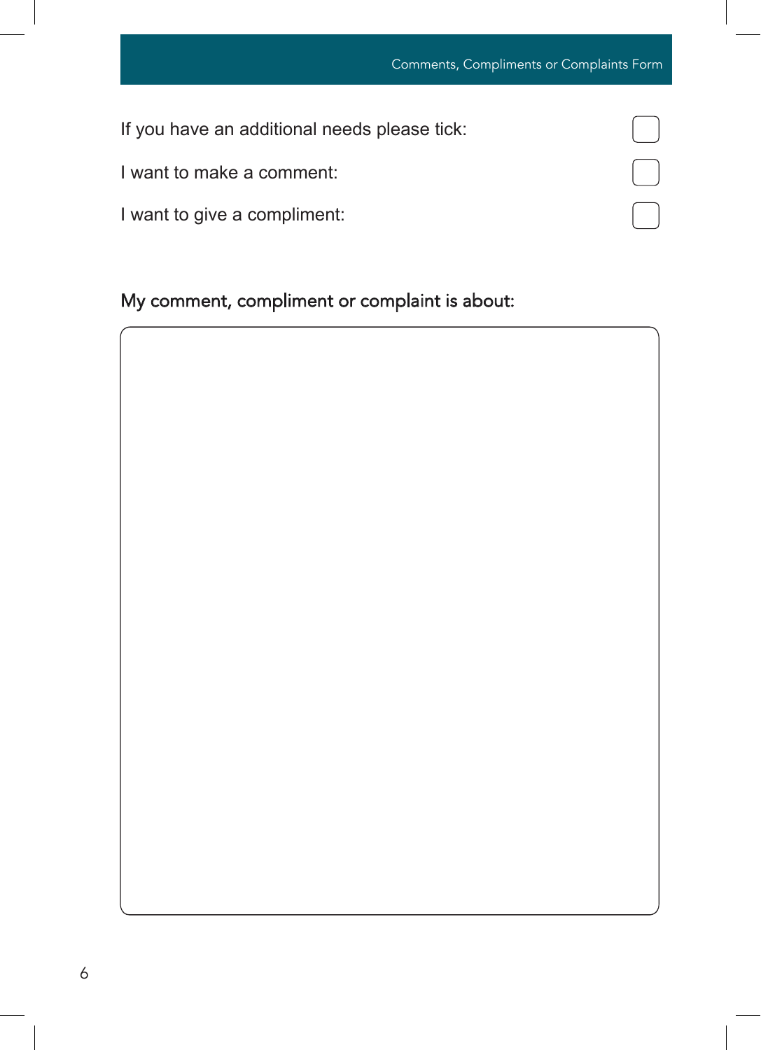If you have an additional needs please tick: ☐

I want to make a comment: ☐

I want to give a compliment: ☐

## My comment, compliment or complaint is about: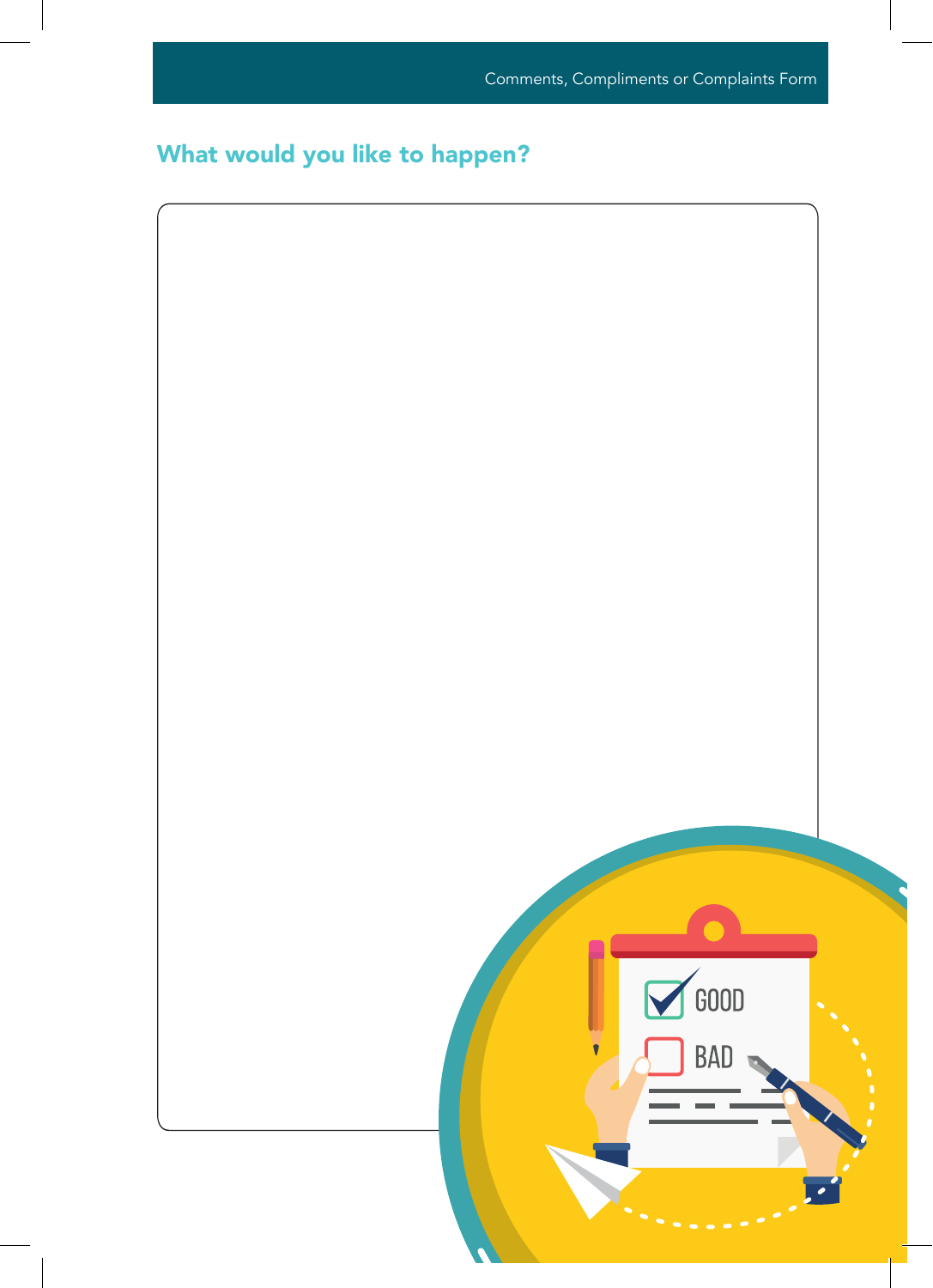## What would you like to happen?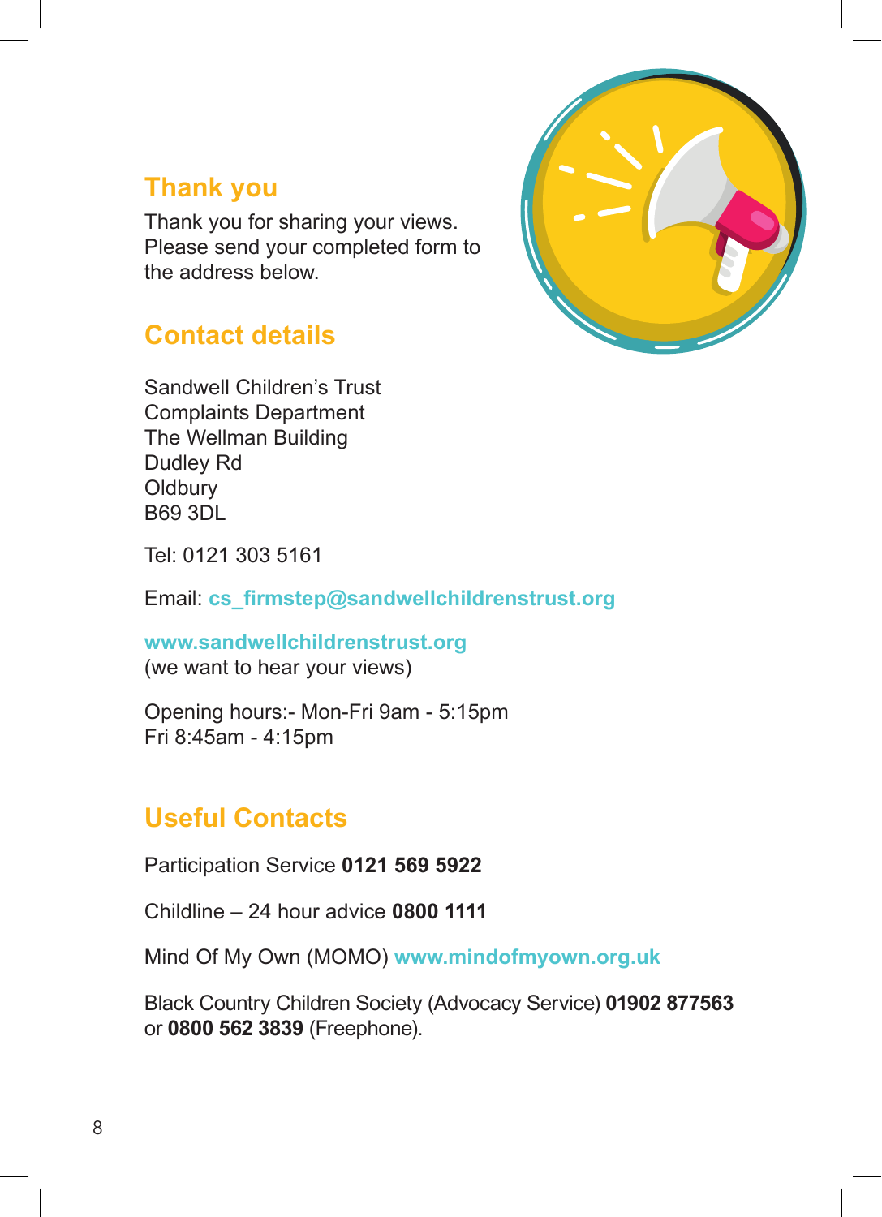## Thank you

Thank you for sharing your views. Please send your completed form to the address below.

## Contact details

Sandwell Children's Trust
Complaints Department
The Wellman Building
Dudley Rd
Oldbury
B69 3DL

Tel: 0121 303 5161

Email: **cs_firmstep@sandwellchildrenstrust.org**

**www.sandwellchildrenstrust.org**
(we want to hear your views)

Opening hours:- Mon-Fri 9am - 5:15pm
Fri 8:45am - 4:15pm

## Useful Contacts

Participation Service **0121 569 5922**

Childline – 24 hour advice **0800 1111**

Mind Of My Own (MOMO) **www.mindofmyown.org.uk**

Black Country Children Society (Advocacy Service) **01902 877563** or **0800 562 3839** (Freephone).